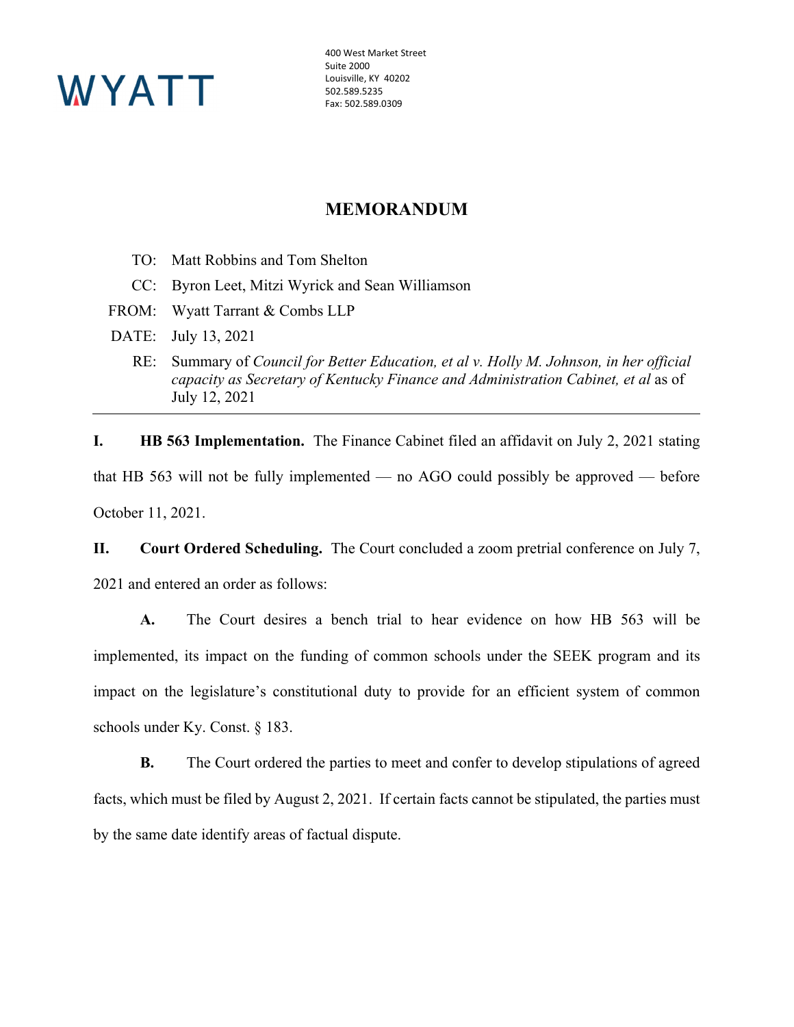WYATT

400 West Market Street
Suite 2000
Louisville, KY 40202
502.589.5235
Fax: 502.589.0309

# MEMORANDUM

TO: Matt Robbins and Tom Shelton

CC: Byron Leet, Mitzi Wyrick and Sean Williamson

FROM: Wyatt Tarrant & Combs LLP

DATE: July 13, 2021

RE: Summary of *Council for Better Education, et al v. Holly M. Johnson, in her official capacity as Secretary of Kentucky Finance and Administration Cabinet, et al* as of July 12, 2021

---

**I. HB 563 Implementation.** The Finance Cabinet filed an affidavit on July 2, 2021 stating that HB 563 will not be fully implemented — no AGO could possibly be approved — before October 11, 2021.

**II. Court Ordered Scheduling.** The Court concluded a zoom pretrial conference on July 7, 2021 and entered an order as follows:

**A.** The Court desires a bench trial to hear evidence on how HB 563 will be implemented, its impact on the funding of common schools under the SEEK program and its impact on the legislature's constitutional duty to provide for an efficient system of common schools under Ky. Const. § 183.

**B.** The Court ordered the parties to meet and confer to develop stipulations of agreed facts, which must be filed by August 2, 2021. If certain facts cannot be stipulated, the parties must by the same date identify areas of factual dispute.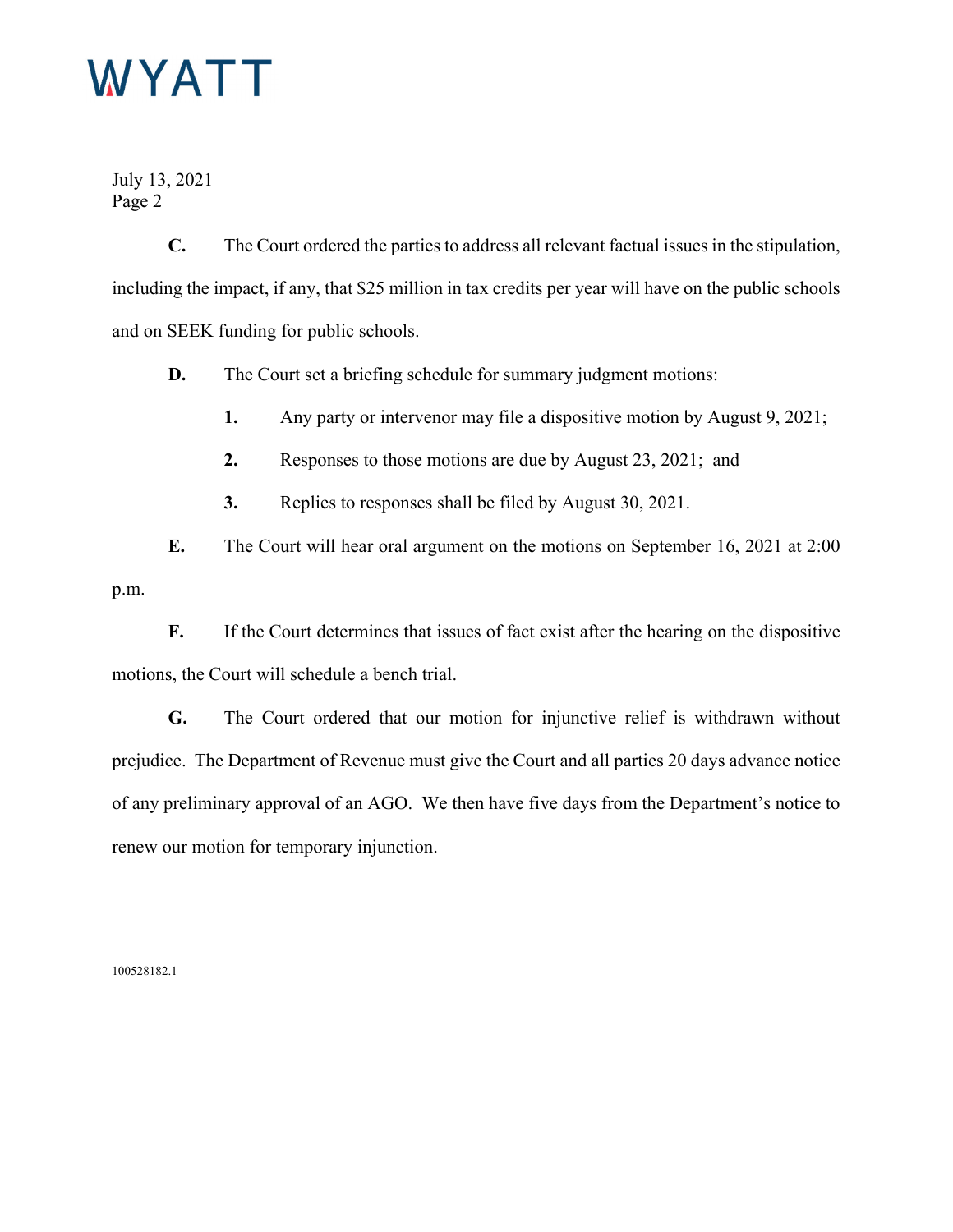**C.** The Court ordered the parties to address all relevant factual issues in the stipulation, including the impact, if any, that $25 million in tax credits per year will have on the public schools and on SEEK funding for public schools.

**D.** The Court set a briefing schedule for summary judgment motions:

> **1.** Any party or intervenor may file a dispositive motion by August 9, 2021;
>
> **2.** Responses to those motions are due by August 23, 2021; and
>
> **3.** Replies to responses shall be filed by August 30, 2021.

**E.** The Court will hear oral argument on the motions on September 16, 2021 at 2:00 p.m.

**F.** If the Court determines that issues of fact exist after the hearing on the dispositive motions, the Court will schedule a bench trial.

**G.** The Court ordered that our motion for injunctive relief is withdrawn without prejudice. The Department of Revenue must give the Court and all parties 20 days advance notice of any preliminary approval of an AGO. We then have five days from the Department's notice to renew our motion for temporary injunction.

100528182.1